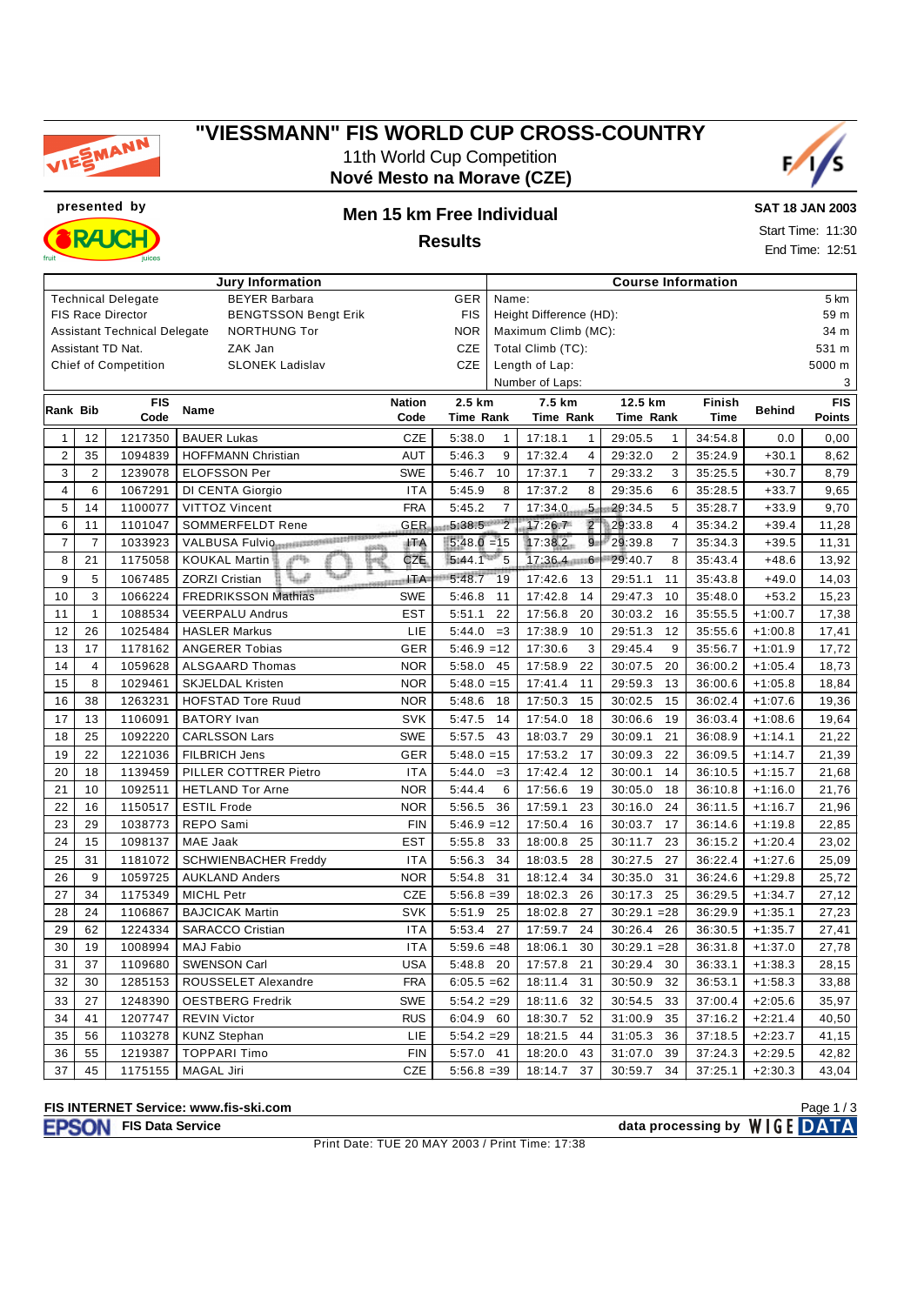# "VIESSMANN" FIS WORLD CUP CROSS-COUNTRY

11th World Cup Competition

**Nové Mesto na Morave (CZE)**

presented by

## Men 15 km Free Individual

### Results

**SAT 18 JAN 2003**

Start Time: 11:30

End Time: 12:51

| Jury Information | | | Course Information | |
|---|---|---|---|---|
| Technical Delegate | BEYER Barbara | GER | Name: | 5 km |
| FIS Race Director | BENGTSSON Bengt Erik | FIS | Height Difference (HD): | 59 m |
| Assistant Technical Delegate | NORTHUNG Tor | NOR | Maximum Climb (MC): | 34 m |
| Assistant TD Nat. | ZAK Jan | CZE | Total Climb (TC): | 531 m |
| Chief of Competition | SLONEK Ladislav | CZE | Length of Lap: | 5000 m |
| | | | Number of Laps: | 3 |

| Rank | Bib | FIS Code | Name | Nation Code | 2.5 km Time | Rank | 7.5 km Time | Rank | 12.5 km Time | Rank | Finish Time | Behind | FIS Points |
|---|---|---|---|---|---|---|---|---|---|---|---|---|---|
| 1 | 12 | 1217350 | BAUER Lukas | CZE | 5:38.0 | 1 | 17:18.1 | 1 | 29:05.5 | 1 | 34:54.8 | 0.0 | 0,00 |
| 2 | 35 | 1094839 | HOFFMANN Christian | AUT | 5:46.3 | 9 | 17:32.4 | 4 | 29:32.0 | 2 | 35:24.9 | +30.1 | 8,62 |
| 3 | 2 | 1239078 | ELOFSSON Per | SWE | 5:46.7 | 10 | 17:37.1 | 7 | 29:33.2 | 3 | 35:25.5 | +30.7 | 8,79 |
| 4 | 6 | 1067291 | DI CENTA Giorgio | ITA | 5:45.9 | 8 | 17:37.2 | 8 | 29:35.6 | 6 | 35:28.5 | +33.7 | 9,65 |
| 5 | 14 | 1100077 | VITTOZ Vincent | FRA | 5:45.2 | 7 | 17:34.0 | 5 | 29:34.5 | 5 | 35:28.7 | +33.9 | 9,70 |
| 6 | 11 | 1101047 | SOMMERFELDT Rene | GER | 5:38.5 | 2 | 17:26.7 | 2 | 29:33.8 | 4 | 35:34.2 | +39.4 | 11,28 |
| 7 | 7 | 1033923 | VALBUSA Fulvio | ITA | 5:48.0 | =15 | 17:38.2 | 9 | 29:39.8 | 7 | 35:34.3 | +39.5 | 11,31 |
| 8 | 21 | 1175058 | KOUKAL Martin | CZE | 5:44.1 | 5 | 17:36.4 | 6 | 29:40.7 | 8 | 35:43.4 | +48.6 | 13,92 |
| 9 | 5 | 1067485 | ZORZI Cristian | ITA | 5:48.7 | 19 | 17:42.6 | 13 | 29:51.1 | 11 | 35:43.8 | +49.0 | 14,03 |
| 10 | 3 | 1066224 | FREDRIKSSON Mathias | SWE | 5:46.8 | 11 | 17:42.8 | 14 | 29:47.3 | 10 | 35:48.0 | +53.2 | 15,23 |
| 11 | 1 | 1088534 | VEERPALU Andrus | EST | 5:51.1 | 22 | 17:56.8 | 20 | 30:03.2 | 16 | 35:55.5 | +1:00.7 | 17,38 |
| 12 | 26 | 1025484 | HASLER Markus | LIE | 5:44.0 | =3 | 17:38.9 | 10 | 29:51.3 | 12 | 35:55.6 | +1:00.8 | 17,41 |
| 13 | 17 | 1178162 | ANGERER Tobias | GER | 5:46.9 | =12 | 17:30.6 | 3 | 29:45.4 | 9 | 35:56.7 | +1:01.9 | 17,72 |
| 14 | 4 | 1059628 | ALSGAARD Thomas | NOR | 5:58.0 | 45 | 17:58.9 | 22 | 30:07.5 | 20 | 36:00.2 | +1:05.4 | 18,73 |
| 15 | 8 | 1029461 | SKJELDAL Kristen | NOR | 5:48.0 | =15 | 17:41.4 | 11 | 29:59.3 | 13 | 36:00.6 | +1:05.8 | 18,84 |
| 16 | 38 | 1263231 | HOFSTAD Tore Ruud | NOR | 5:48.6 | 18 | 17:50.3 | 15 | 30:02.5 | 15 | 36:02.4 | +1:07.6 | 19,36 |
| 17 | 13 | 1106091 | BATORY Ivan | SVK | 5:47.5 | 14 | 17:54.0 | 18 | 30:06.6 | 19 | 36:03.4 | +1:08.6 | 19,64 |
| 18 | 25 | 1092220 | CARLSSON Lars | SWE | 5:57.5 | 43 | 18:03.7 | 29 | 30:09.1 | 21 | 36:08.9 | +1:14.1 | 21,22 |
| 19 | 22 | 1221036 | FILBRICH Jens | GER | 5:48.0 | =15 | 17:53.2 | 17 | 30:09.3 | 22 | 36:09.5 | +1:14.7 | 21,39 |
| 20 | 18 | 1139459 | PILLER COTTRER Pietro | ITA | 5:44.0 | =3 | 17:42.4 | 12 | 30:00.1 | 14 | 36:10.5 | +1:15.7 | 21,68 |
| 21 | 10 | 1092511 | HETLAND Tor Arne | NOR | 5:44.4 | 6 | 17:56.6 | 19 | 30:05.0 | 18 | 36:10.8 | +1:16.0 | 21,76 |
| 22 | 16 | 1150517 | ESTIL Frode | NOR | 5:56.5 | 36 | 17:59.1 | 23 | 30:16.0 | 24 | 36:11.5 | +1:16.7 | 21,96 |
| 23 | 29 | 1038773 | REPO Sami | FIN | 5:46.9 | =12 | 17:50.4 | 16 | 30:03.7 | 17 | 36:14.6 | +1:19.8 | 22,85 |
| 24 | 15 | 1098137 | MAE Jaak | EST | 5:55.8 | 33 | 18:00.8 | 25 | 30:11.7 | 23 | 36:15.2 | +1:20.4 | 23,02 |
| 25 | 31 | 1181072 | SCHWIENBACHER Freddy | ITA | 5:56.3 | 34 | 18:03.5 | 28 | 30:27.5 | 27 | 36:22.4 | +1:27.6 | 25,09 |
| 26 | 9 | 1059725 | AUKLAND Anders | NOR | 5:54.8 | 31 | 18:12.4 | 34 | 30:35.0 | 31 | 36:24.6 | +1:29.8 | 25,72 |
| 27 | 34 | 1175349 | MICHL Petr | CZE | 5:56.8 | =39 | 18:02.3 | 26 | 30:17.3 | 25 | 36:29.5 | +1:34.7 | 27,12 |
| 28 | 24 | 1106867 | BAJCICAK Martin | SVK | 5:51.9 | 25 | 18:02.8 | 27 | 30:29.1 | =28 | 36:29.9 | +1:35.1 | 27,23 |
| 29 | 62 | 1224334 | SARACCO Cristian | ITA | 5:53.4 | 27 | 17:59.7 | 24 | 30:26.4 | 26 | 36:30.5 | +1:35.7 | 27,41 |
| 30 | 19 | 1008994 | MAJ Fabio | ITA | 5:59.6 | =48 | 18:06.1 | 30 | 30:29.1 | =28 | 36:31.8 | +1:37.0 | 27,78 |
| 31 | 37 | 1109680 | SWENSON Carl | USA | 5:48.8 | 20 | 17:57.8 | 21 | 30:29.4 | 30 | 36:33.1 | +1:38.3 | 28,15 |
| 32 | 30 | 1285153 | ROUSSELET Alexandre | FRA | 6:05.5 | =62 | 18:11.4 | 31 | 30:50.9 | 32 | 36:53.1 | +1:58.3 | 33,88 |
| 33 | 27 | 1248390 | OESTBERG Fredrik | SWE | 5:54.2 | =29 | 18:11.6 | 32 | 30:54.5 | 33 | 37:00.4 | +2:05.6 | 35,97 |
| 34 | 41 | 1207747 | REVIN Victor | RUS | 6:04.9 | 60 | 18:30.7 | 52 | 31:00.9 | 35 | 37:16.2 | +2:21.4 | 40,50 |
| 35 | 56 | 1103278 | KUNZ Stephan | LIE | 5:54.2 | =29 | 18:21.5 | 44 | 31:05.3 | 36 | 37:18.5 | +2:23.7 | 41,15 |
| 36 | 55 | 1219387 | TOPPARI Timo | FIN | 5:57.0 | 41 | 18:20.0 | 43 | 31:07.0 | 39 | 37:24.3 | +2:29.5 | 42,82 |
| 37 | 45 | 1175155 | MAGAL Jiri | CZE | 5:56.8 | =39 | 18:14.7 | 37 | 30:59.7 | 34 | 37:25.1 | +2:30.3 | 43,04 |

FIS INTERNET Service: www.fis-ski.com

FIS Data Service

data processing by WIGE DATA

Print Date: TUE 20 MAY 2003 / Print Time: 17:38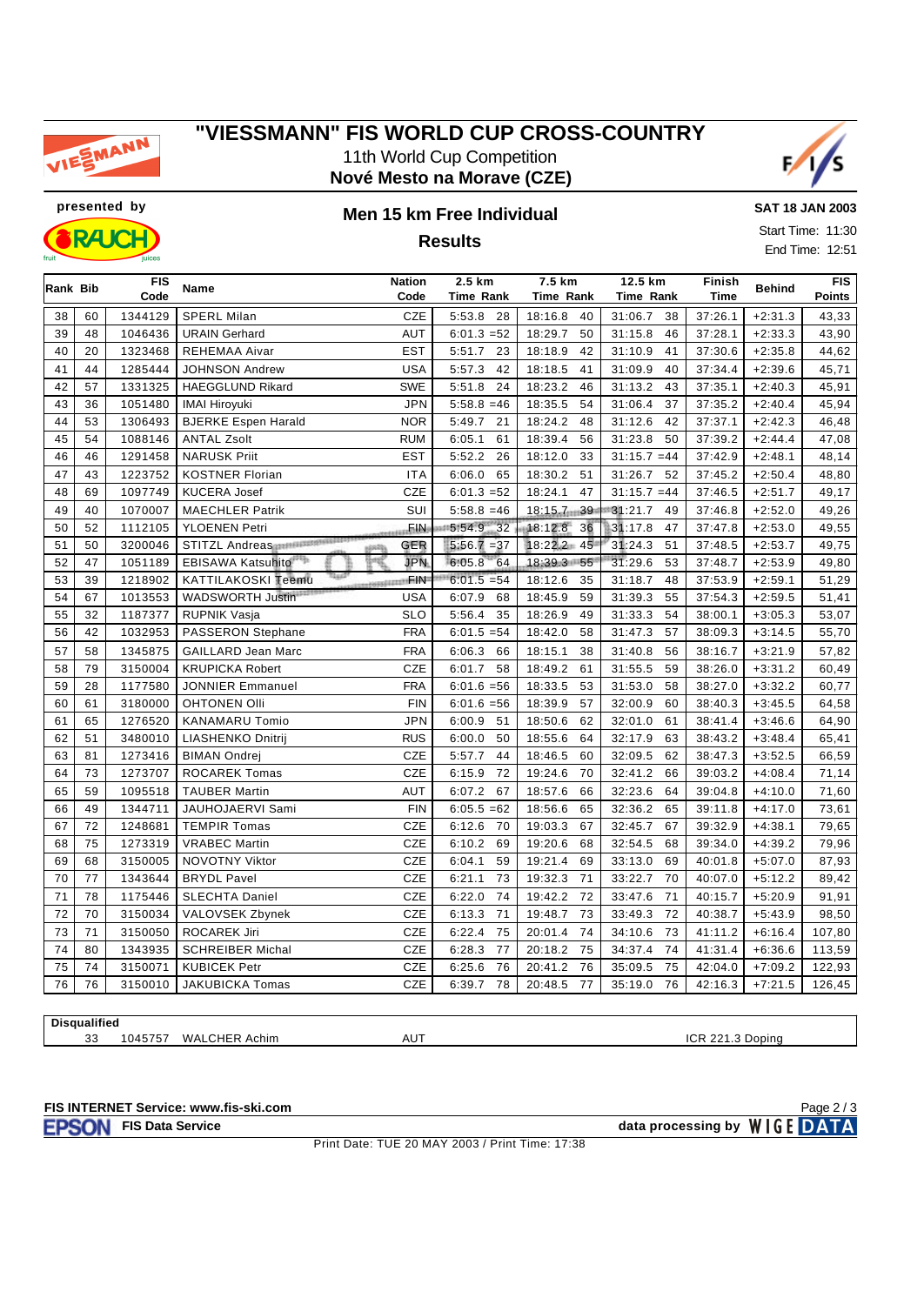# "VIESSMANN" FIS WORLD CUP CROSS-COUNTRY

11th World Cup Competition
**Nové Mesto na Morave (CZE)**

presented by

## Men 15 km Free Individual

## Results

**SAT 18 JAN 2003**
Start Time: 11:30
End Time: 12:51

| Rank | Bib | FIS Code | Name | Nation Code | 2.5 km Time Rank | 7.5 km Time Rank | 12.5 km Time Rank | Finish Time | Behind | FIS Points |
|---|---|---|---|---|---|---|---|---|---|---|
| 38 | 60 | 1344129 | SPERL Milan | CZE | 5:53.8 28 | 18:16.8 40 | 31:06.7 38 | 37:26.1 | +2:31.3 | 43,33 |
| 39 | 48 | 1046436 | URAIN Gerhard | AUT | 6:01.3 =52 | 18:29.7 50 | 31:15.8 46 | 37:28.1 | +2:33.3 | 43,90 |
| 40 | 20 | 1323468 | REHEMAA Aivar | EST | 5:51.7 23 | 18:18.9 42 | 31:10.9 41 | 37:30.6 | +2:35.8 | 44,62 |
| 41 | 44 | 1285444 | JOHNSON Andrew | USA | 5:57.3 42 | 18:18.5 41 | 31:09.9 40 | 37:34.4 | +2:39.6 | 45,71 |
| 42 | 57 | 1331325 | HAEGGLUND Rikard | SWE | 5:51.8 24 | 18:23.2 46 | 31:13.2 43 | 37:35.1 | +2:40.3 | 45,91 |
| 43 | 36 | 1051480 | IMAI Hiroyuki | JPN | 5:58.8 =46 | 18:35.5 54 | 31:06.4 37 | 37:35.2 | +2:40.4 | 45,94 |
| 44 | 53 | 1306493 | BJERKE Espen Harald | NOR | 5:49.7 21 | 18:24.2 48 | 31:12.6 42 | 37:37.1 | +2:42.3 | 46,48 |
| 45 | 54 | 1088146 | ANTAL Zsolt | RUM | 6:05.1 61 | 18:39.4 56 | 31:23.8 50 | 37:39.2 | +2:44.4 | 47,08 |
| 46 | 46 | 1291458 | NARUSK Priit | EST | 5:52.2 26 | 18:12.0 33 | 31:15.7 =44 | 37:42.9 | +2:48.1 | 48,14 |
| 47 | 43 | 1223752 | KOSTNER Florian | ITA | 6:06.0 65 | 18:30.2 51 | 31:26.7 52 | 37:45.2 | +2:50.4 | 48,80 |
| 48 | 69 | 1097749 | KUCERA Josef | CZE | 6:01.3 =52 | 18:24.1 47 | 31:15.7 =44 | 37:46.5 | +2:51.7 | 49,17 |
| 49 | 40 | 1070007 | MAECHLER Patrik | SUI | 5:58.8 =46 | 18:15.7 39 | 31:21.7 49 | 37:46.8 | +2:52.0 | 49,26 |
| 50 | 52 | 1112105 | YLOENEN Petri | FIN | 5:54.9 32 | 18:12.8 36 | 31:17.8 47 | 37:47.8 | +2:53.0 | 49,55 |
| 51 | 50 | 3200046 | STITZL Andreas | GER | 5:56.7 =37 | 18:22.2 45 | 31:24.3 51 | 37:48.5 | +2:53.7 | 49,75 |
| 52 | 47 | 1051189 | EBISAWA Katsuhito | JPN | 6:05.8 64 | 18:39.3 55 | 31:29.6 53 | 37:48.7 | +2:53.9 | 49,80 |
| 53 | 39 | 1218902 | KATTILAKOSKI Teemu | FIN | 6:01.5 =54 | 18:12.6 35 | 31:18.7 48 | 37:53.9 | +2:59.1 | 51,29 |
| 54 | 67 | 1013553 | WADSWORTH Justin | USA | 6:07.9 68 | 18:45.9 59 | 31:39.3 55 | 37:54.3 | +2:59.5 | 51,41 |
| 55 | 32 | 1187377 | RUPNIK Vasja | SLO | 5:56.4 35 | 18:26.9 49 | 31:33.3 54 | 38:00.1 | +3:05.3 | 53,07 |
| 56 | 42 | 1032953 | PASSERON Stephane | FRA | 6:01.5 =54 | 18:42.0 58 | 31:47.3 57 | 38:09.3 | +3:14.5 | 55,70 |
| 57 | 58 | 1345875 | GAILLARD Jean Marc | FRA | 6:06.3 66 | 18:15.1 38 | 31:40.8 56 | 38:16.7 | +3:21.9 | 57,82 |
| 58 | 79 | 3150004 | KRUPICKA Robert | CZE | 6:01.7 58 | 18:49.2 61 | 31:55.5 59 | 38:26.0 | +3:31.2 | 60,49 |
| 59 | 28 | 1177580 | JONNIER Emmanuel | FRA | 6:01.6 =56 | 18:33.5 53 | 31:53.0 58 | 38:27.0 | +3:32.2 | 60,77 |
| 60 | 61 | 3180000 | OHTONEN Olli | FIN | 6:01.6 =56 | 18:39.9 57 | 32:00.9 60 | 38:40.3 | +3:45.5 | 64,58 |
| 61 | 65 | 1276520 | KANAMARU Tomio | JPN | 6:00.9 51 | 18:50.6 62 | 32:01.0 61 | 38:41.4 | +3:46.6 | 64,90 |
| 62 | 51 | 3480010 | LIASHENKO Dnitrij | RUS | 6:00.0 50 | 18:55.6 64 | 32:17.9 63 | 38:43.2 | +3:48.4 | 65,41 |
| 63 | 81 | 1273416 | BIMAN Ondrej | CZE | 5:57.7 44 | 18:46.5 60 | 32:09.5 62 | 38:47.3 | +3:52.5 | 66,59 |
| 64 | 73 | 1273707 | ROCAREK Tomas | CZE | 6:15.9 72 | 19:24.6 70 | 32:41.2 66 | 39:03.2 | +4:08.4 | 71,14 |
| 65 | 59 | 1095518 | TAUBER Martin | AUT | 6:07.2 67 | 18:57.6 66 | 32:23.6 64 | 39:04.8 | +4:10.0 | 71,60 |
| 66 | 49 | 1344711 | JAUHOJAERVI Sami | FIN | 6:05.5 =62 | 18:56.6 65 | 32:36.2 65 | 39:11.8 | +4:17.0 | 73,61 |
| 67 | 72 | 1248681 | TEMPIR Tomas | CZE | 6:12.6 70 | 19:03.3 67 | 32:45.7 67 | 39:32.9 | +4:38.1 | 79,65 |
| 68 | 75 | 1273319 | VRABEC Martin | CZE | 6:10.2 69 | 19:20.6 68 | 32:54.5 68 | 39:34.0 | +4:39.2 | 79,96 |
| 69 | 68 | 3150005 | NOVOTNY Viktor | CZE | 6:04.1 59 | 19:21.4 69 | 33:13.0 69 | 40:01.8 | +5:07.0 | 87,93 |
| 70 | 77 | 1343644 | BRYDL Pavel | CZE | 6:21.1 73 | 19:32.3 71 | 33:22.7 70 | 40:07.0 | +5:12.2 | 89,42 |
| 71 | 78 | 1175446 | SLECHTA Daniel | CZE | 6:22.0 74 | 19:42.2 72 | 33:47.6 71 | 40:15.7 | +5:20.9 | 91,91 |
| 72 | 70 | 3150034 | VALOVSEK Zbynek | CZE | 6:13.3 71 | 19:48.7 73 | 33:49.3 72 | 40:38.7 | +5:43.9 | 98,50 |
| 73 | 71 | 3150050 | ROCAREK Jiri | CZE | 6:22.4 75 | 20:01.4 74 | 34:10.6 73 | 41:11.2 | +6:16.4 | 107,80 |
| 74 | 80 | 1343935 | SCHREIBER Michal | CZE | 6:28.3 77 | 20:18.2 75 | 34:37.4 74 | 41:31.4 | +6:36.6 | 113,59 |
| 75 | 74 | 3150071 | KUBICEK Petr | CZE | 6:25.6 76 | 20:41.2 76 | 35:09.5 75 | 42:04.0 | +7:09.2 | 122,93 |
| 76 | 76 | 3150010 | JAKUBICKA Tomas | CZE | 6:39.7 78 | 20:48.5 77 | 35:19.0 76 | 42:16.3 | +7:21.5 | 126,45 |

**Disqualified**

| Bib | FIS Code | Name | Nation | Reason |
|---|---|---|---|---|
| 33 | 1045757 | WALCHER Achim | AUT | ICR 221.3 Doping |

**FIS INTERNET Service: www.fis-ski.com**
EPSON **FIS Data Service**
**data processing by WIGE DATA**
Print Date: TUE 20 MAY 2003 / Print Time: 17:38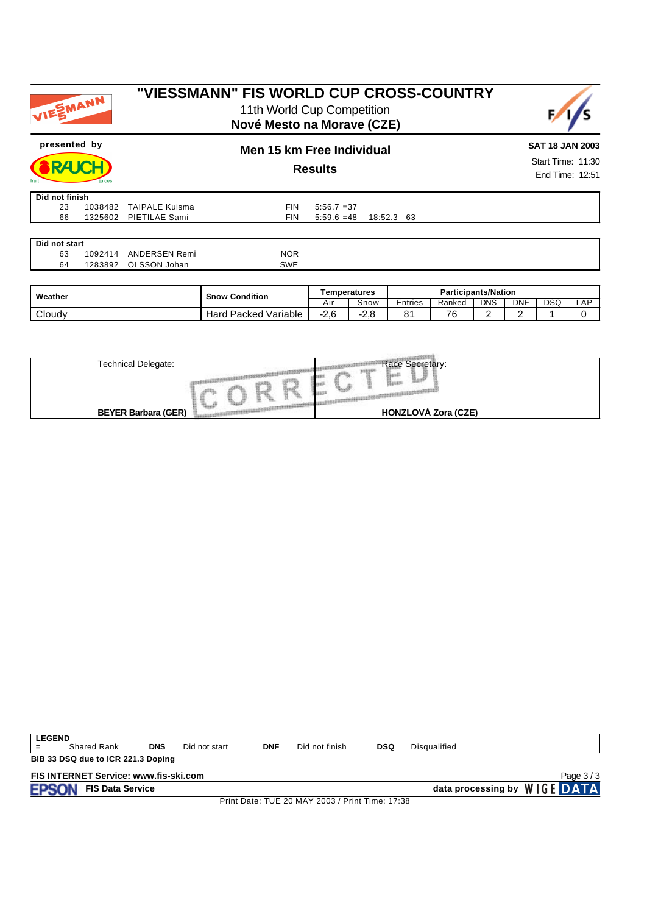# "VIESSMANN" FIS WORLD CUP CROSS-COUNTRY

11th World Cup Competition

**Nové Mesto na Morave (CZE)**

presented by

## Men 15 km Free Individual

## Results

**SAT 18 JAN 2003**

Start Time: 11:30

End Time: 12:51

**Did not finish**

| | | | | | | |
|---|---|---|---|---|---|---|
| 23 | 1038482 | TAIPALE Kuisma | FIN | 5:56.7 =37 | | |
| 66 | 1325602 | PIETILAE Sami | FIN | 5:59.6 =48 | 18:52.3 | 63 |

**Did not start**

| | | | |
|---|---|---|---|
| 63 | 1092414 | ANDERSEN Remi | NOR |
| 64 | 1283892 | OLSSON Johan | SWE |

| Weather | Snow Condition | Temperatures | | Participants/Nation | | | | | |
|---|---|---|---|---|---|---|---|---|---|
| | | Air | Snow | Entries | Ranked | DNS | DNF | DSQ | LAP |
| Cloudy | Hard Packed Variable | -2,6 | -2,8 | 81 | 76 | 2 | 2 | 1 | 0 |

| Technical Delegate: | Race Secretary: |
|---|---|
| **BEYER Barbara (GER)** | **HONZLOVÁ Zora (CZE)** |

CORRECTED

**LEGEND**

= Shared Rank **DNS** Did not start **DNF** Did not finish **DSQ** Disqualified

**BIB 33 DSQ due to ICR 221.3 Doping**

**FIS INTERNET Service: www.fis-ski.com**

EPSON **FIS Data Service** data processing by WIGE DATA

Print Date: TUE 20 MAY 2003 / Print Time: 17:38